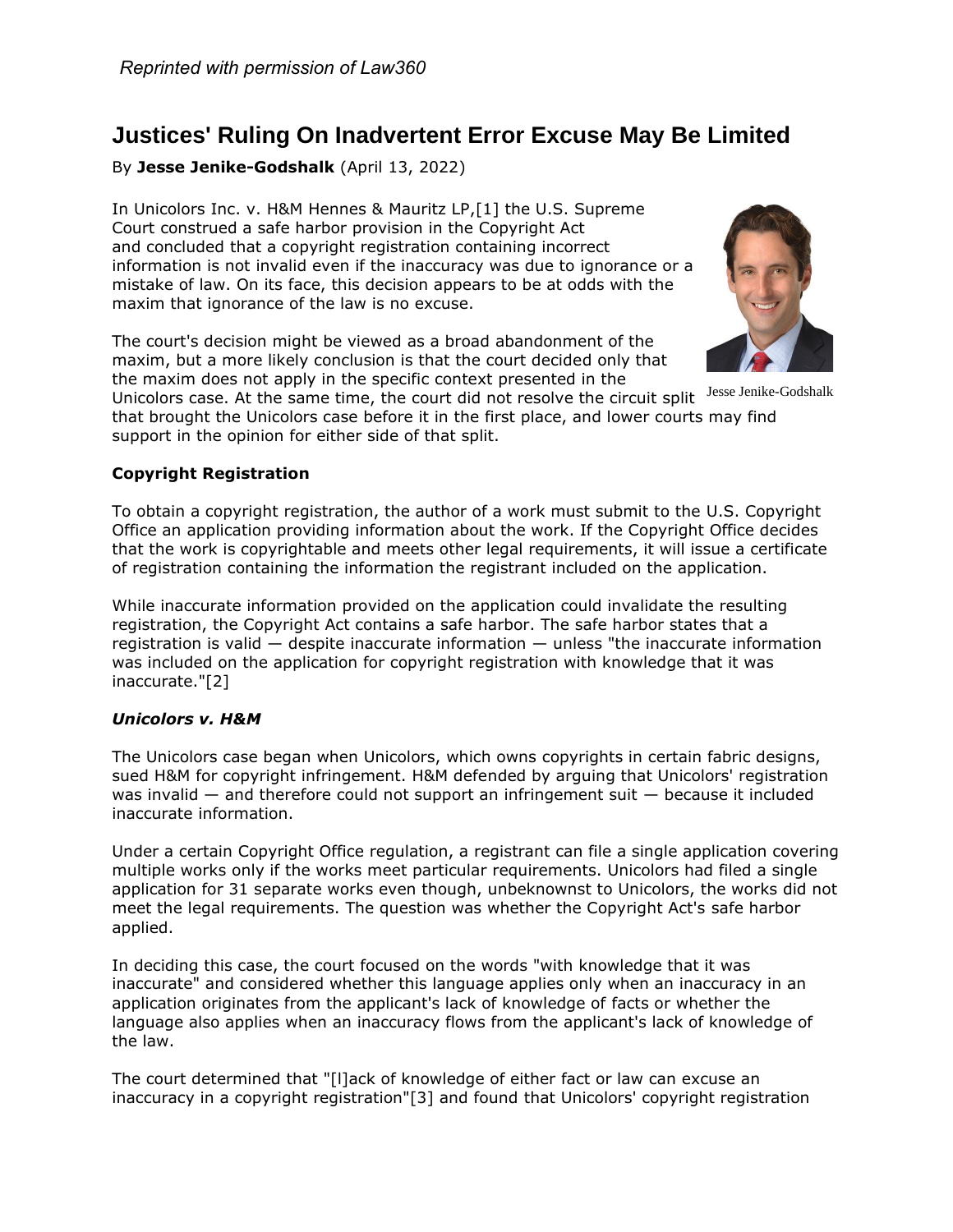*Reprinted with permission of Law360*

# Justices' Ruling On Inadvertent Error Excuse May Be Limited

By **Jesse Jenike-Godshalk** (April 13, 2022)

In Unicolors Inc. v. H&M Hennes & Mauritz LP,[1] the U.S. Supreme Court construed a safe harbor provision in the Copyright Act and concluded that a copyright registration containing incorrect information is not invalid even if the inaccuracy was due to ignorance or a mistake of law. On its face, this decision appears to be at odds with the maxim that ignorance of the law is no excuse.

Jesse Jenike-Godshalk

The court's decision might be viewed as a broad abandonment of the maxim, but a more likely conclusion is that the court decided only that the maxim does not apply in the specific context presented in the Unicolors case. At the same time, the court did not resolve the circuit split that brought the Unicolors case before it in the first place, and lower courts may find support in the opinion for either side of that split.

**Copyright Registration**

To obtain a copyright registration, the author of a work must submit to the U.S. Copyright Office an application providing information about the work. If the Copyright Office decides that the work is copyrightable and meets other legal requirements, it will issue a certificate of registration containing the information the registrant included on the application.

While inaccurate information provided on the application could invalidate the resulting registration, the Copyright Act contains a safe harbor. The safe harbor states that a registration is valid — despite inaccurate information — unless "the inaccurate information was included on the application for copyright registration with knowledge that it was inaccurate."[2]

***Unicolors v. H&M***

The Unicolors case began when Unicolors, which owns copyrights in certain fabric designs, sued H&M for copyright infringement. H&M defended by arguing that Unicolors' registration was invalid — and therefore could not support an infringement suit — because it included inaccurate information.

Under a certain Copyright Office regulation, a registrant can file a single application covering multiple works only if the works meet particular requirements. Unicolors had filed a single application for 31 separate works even though, unbeknownst to Unicolors, the works did not meet the legal requirements. The question was whether the Copyright Act's safe harbor applied.

In deciding this case, the court focused on the words "with knowledge that it was inaccurate" and considered whether this language applies only when an inaccuracy in an application originates from the applicant's lack of knowledge of facts or whether the language also applies when an inaccuracy flows from the applicant's lack of knowledge of the law.

The court determined that "[l]ack of knowledge of either fact or law can excuse an inaccuracy in a copyright registration"[3] and found that Unicolors' copyright registration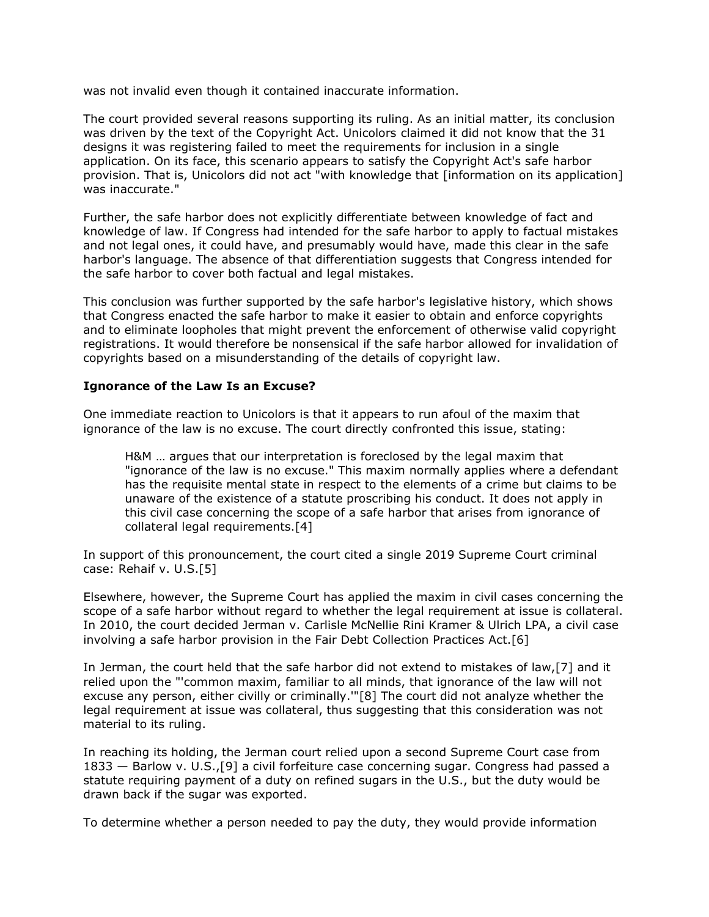was not invalid even though it contained inaccurate information.

The court provided several reasons supporting its ruling. As an initial matter, its conclusion was driven by the text of the Copyright Act. Unicolors claimed it did not know that the 31 designs it was registering failed to meet the requirements for inclusion in a single application. On its face, this scenario appears to satisfy the Copyright Act's safe harbor provision. That is, Unicolors did not act "with knowledge that [information on its application] was inaccurate."

Further, the safe harbor does not explicitly differentiate between knowledge of fact and knowledge of law. If Congress had intended for the safe harbor to apply to factual mistakes and not legal ones, it could have, and presumably would have, made this clear in the safe harbor's language. The absence of that differentiation suggests that Congress intended for the safe harbor to cover both factual and legal mistakes.

This conclusion was further supported by the safe harbor's legislative history, which shows that Congress enacted the safe harbor to make it easier to obtain and enforce copyrights and to eliminate loopholes that might prevent the enforcement of otherwise valid copyright registrations. It would therefore be nonsensical if the safe harbor allowed for invalidation of copyrights based on a misunderstanding of the details of copyright law.

**Ignorance of the Law Is an Excuse?**

One immediate reaction to Unicolors is that it appears to run afoul of the maxim that ignorance of the law is no excuse. The court directly confronted this issue, stating:

> H&M … argues that our interpretation is foreclosed by the legal maxim that "ignorance of the law is no excuse." This maxim normally applies where a defendant has the requisite mental state in respect to the elements of a crime but claims to be unaware of the existence of a statute proscribing his conduct. It does not apply in this civil case concerning the scope of a safe harbor that arises from ignorance of collateral legal requirements.[4]

In support of this pronouncement, the court cited a single 2019 Supreme Court criminal case: Rehaif v. U.S.[5]

Elsewhere, however, the Supreme Court has applied the maxim in civil cases concerning the scope of a safe harbor without regard to whether the legal requirement at issue is collateral. In 2010, the court decided Jerman v. Carlisle McNellie Rini Kramer & Ulrich LPA, a civil case involving a safe harbor provision in the Fair Debt Collection Practices Act.[6]

In Jerman, the court held that the safe harbor did not extend to mistakes of law,[7] and it relied upon the "'common maxim, familiar to all minds, that ignorance of the law will not excuse any person, either civilly or criminally.'"[8] The court did not analyze whether the legal requirement at issue was collateral, thus suggesting that this consideration was not material to its ruling.

In reaching its holding, the Jerman court relied upon a second Supreme Court case from 1833 — Barlow v. U.S.,[9] a civil forfeiture case concerning sugar. Congress had passed a statute requiring payment of a duty on refined sugars in the U.S., but the duty would be drawn back if the sugar was exported.

To determine whether a person needed to pay the duty, they would provide information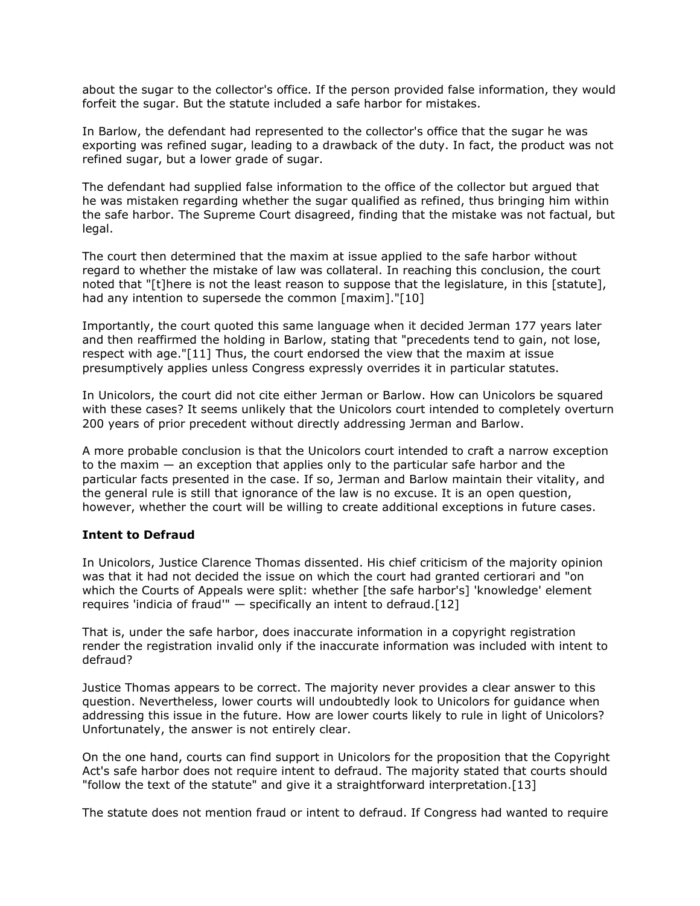about the sugar to the collector's office. If the person provided false information, they would forfeit the sugar. But the statute included a safe harbor for mistakes.

In Barlow, the defendant had represented to the collector's office that the sugar he was exporting was refined sugar, leading to a drawback of the duty. In fact, the product was not refined sugar, but a lower grade of sugar.

The defendant had supplied false information to the office of the collector but argued that he was mistaken regarding whether the sugar qualified as refined, thus bringing him within the safe harbor. The Supreme Court disagreed, finding that the mistake was not factual, but legal.

The court then determined that the maxim at issue applied to the safe harbor without regard to whether the mistake of law was collateral. In reaching this conclusion, the court noted that "[t]here is not the least reason to suppose that the legislature, in this [statute], had any intention to supersede the common [maxim]."[10]

Importantly, the court quoted this same language when it decided Jerman 177 years later and then reaffirmed the holding in Barlow, stating that "precedents tend to gain, not lose, respect with age."[11] Thus, the court endorsed the view that the maxim at issue presumptively applies unless Congress expressly overrides it in particular statutes.

In Unicolors, the court did not cite either Jerman or Barlow. How can Unicolors be squared with these cases? It seems unlikely that the Unicolors court intended to completely overturn 200 years of prior precedent without directly addressing Jerman and Barlow.

A more probable conclusion is that the Unicolors court intended to craft a narrow exception to the maxim — an exception that applies only to the particular safe harbor and the particular facts presented in the case. If so, Jerman and Barlow maintain their vitality, and the general rule is still that ignorance of the law is no excuse. It is an open question, however, whether the court will be willing to create additional exceptions in future cases.

**Intent to Defraud**

In Unicolors, Justice Clarence Thomas dissented. His chief criticism of the majority opinion was that it had not decided the issue on which the court had granted certiorari and "on which the Courts of Appeals were split: whether [the safe harbor's] 'knowledge' element requires 'indicia of fraud'" — specifically an intent to defraud.[12]

That is, under the safe harbor, does inaccurate information in a copyright registration render the registration invalid only if the inaccurate information was included with intent to defraud?

Justice Thomas appears to be correct. The majority never provides a clear answer to this question. Nevertheless, lower courts will undoubtedly look to Unicolors for guidance when addressing this issue in the future. How are lower courts likely to rule in light of Unicolors? Unfortunately, the answer is not entirely clear.

On the one hand, courts can find support in Unicolors for the proposition that the Copyright Act's safe harbor does not require intent to defraud. The majority stated that courts should "follow the text of the statute" and give it a straightforward interpretation.[13]

The statute does not mention fraud or intent to defraud. If Congress had wanted to require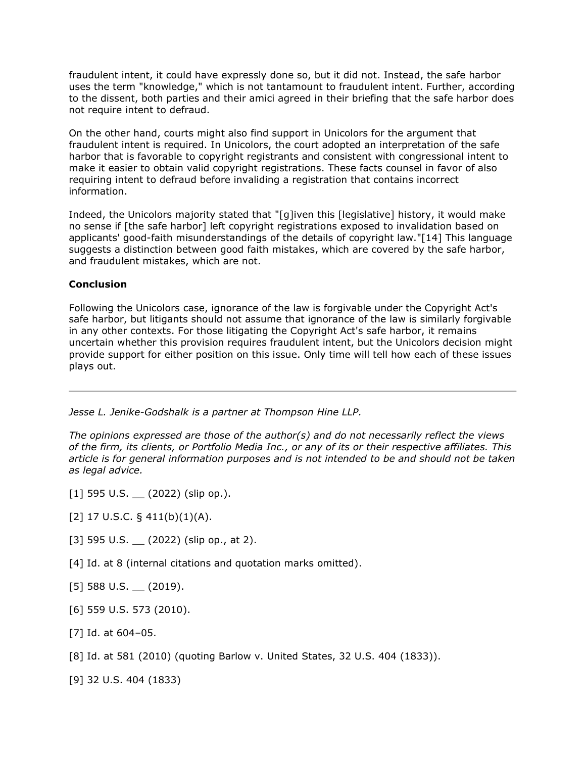fraudulent intent, it could have expressly done so, but it did not. Instead, the safe harbor uses the term "knowledge," which is not tantamount to fraudulent intent. Further, according to the dissent, both parties and their amici agreed in their briefing that the safe harbor does not require intent to defraud.

On the other hand, courts might also find support in Unicolors for the argument that fraudulent intent is required. In Unicolors, the court adopted an interpretation of the safe harbor that is favorable to copyright registrants and consistent with congressional intent to make it easier to obtain valid copyright registrations. These facts counsel in favor of also requiring intent to defraud before invaliding a registration that contains incorrect information.

Indeed, the Unicolors majority stated that "[g]iven this [legislative] history, it would make no sense if [the safe harbor] left copyright registrations exposed to invalidation based on applicants' good-faith misunderstandings of the details of copyright law."[14] This language suggests a distinction between good faith mistakes, which are covered by the safe harbor, and fraudulent mistakes, which are not.

**Conclusion**

Following the Unicolors case, ignorance of the law is forgivable under the Copyright Act's safe harbor, but litigants should not assume that ignorance of the law is similarly forgivable in any other contexts. For those litigating the Copyright Act's safe harbor, it remains uncertain whether this provision requires fraudulent intent, but the Unicolors decision might provide support for either position on this issue. Only time will tell how each of these issues plays out.

---

*Jesse L. Jenike-Godshalk is a partner at Thompson Hine LLP.*

*The opinions expressed are those of the author(s) and do not necessarily reflect the views of the firm, its clients, or Portfolio Media Inc., or any of its or their respective affiliates. This article is for general information purposes and is not intended to be and should not be taken as legal advice.*

[1] 595 U.S. __ (2022) (slip op.).

[2] 17 U.S.C. § 411(b)(1)(A).

[3] 595 U.S. __ (2022) (slip op., at 2).

[4] Id. at 8 (internal citations and quotation marks omitted).

[5] 588 U.S. __ (2019).

[6] 559 U.S. 573 (2010).

[7] Id. at 604–05.

[8] Id. at 581 (2010) (quoting Barlow v. United States, 32 U.S. 404 (1833)).

[9] 32 U.S. 404 (1833)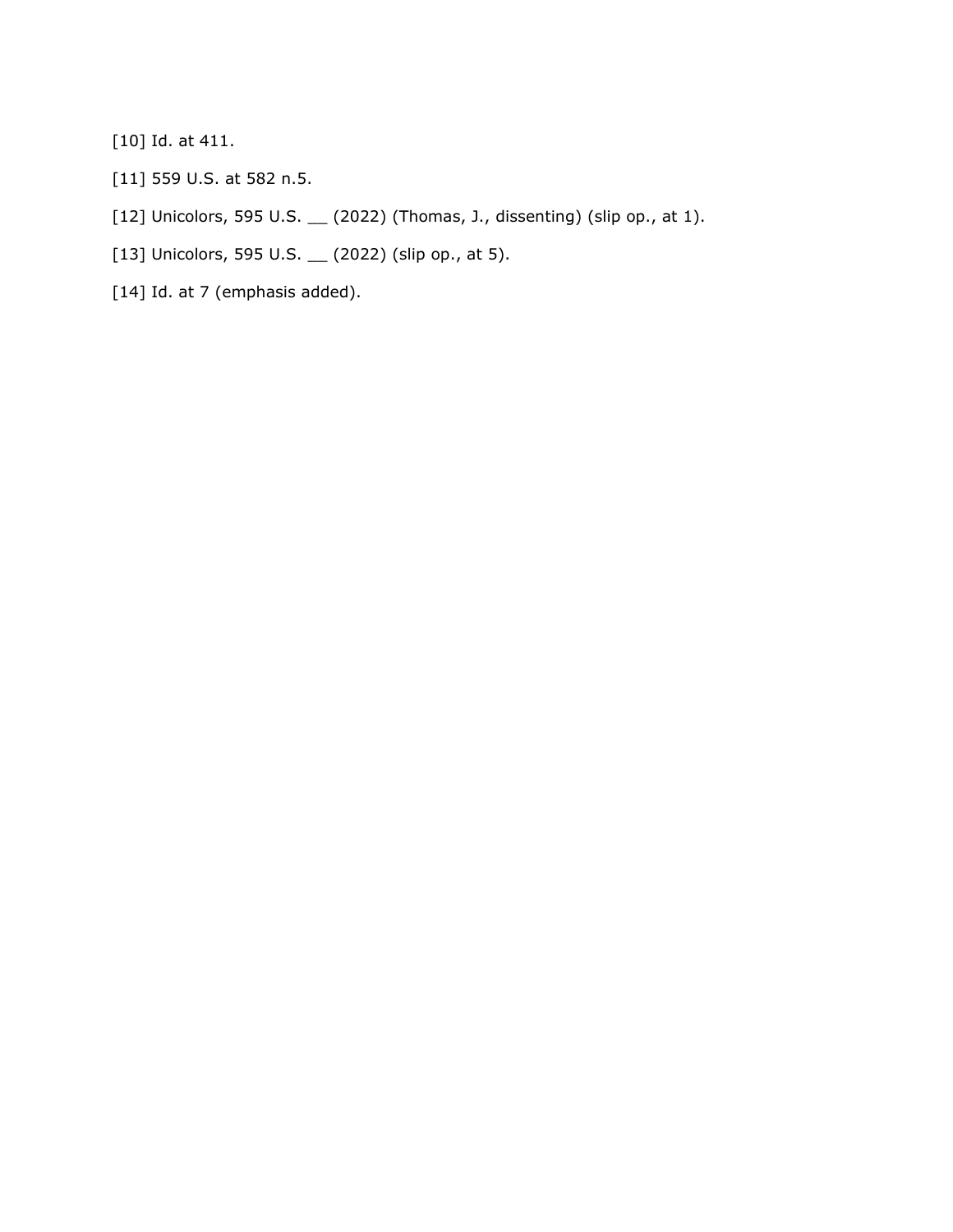[10] Id. at 411.

[11] 559 U.S. at 582 n.5.

[12] Unicolors, 595 U.S. __ (2022) (Thomas, J., dissenting) (slip op., at 1).

[13] Unicolors, 595 U.S. __ (2022) (slip op., at 5).

[14] Id. at 7 (emphasis added).